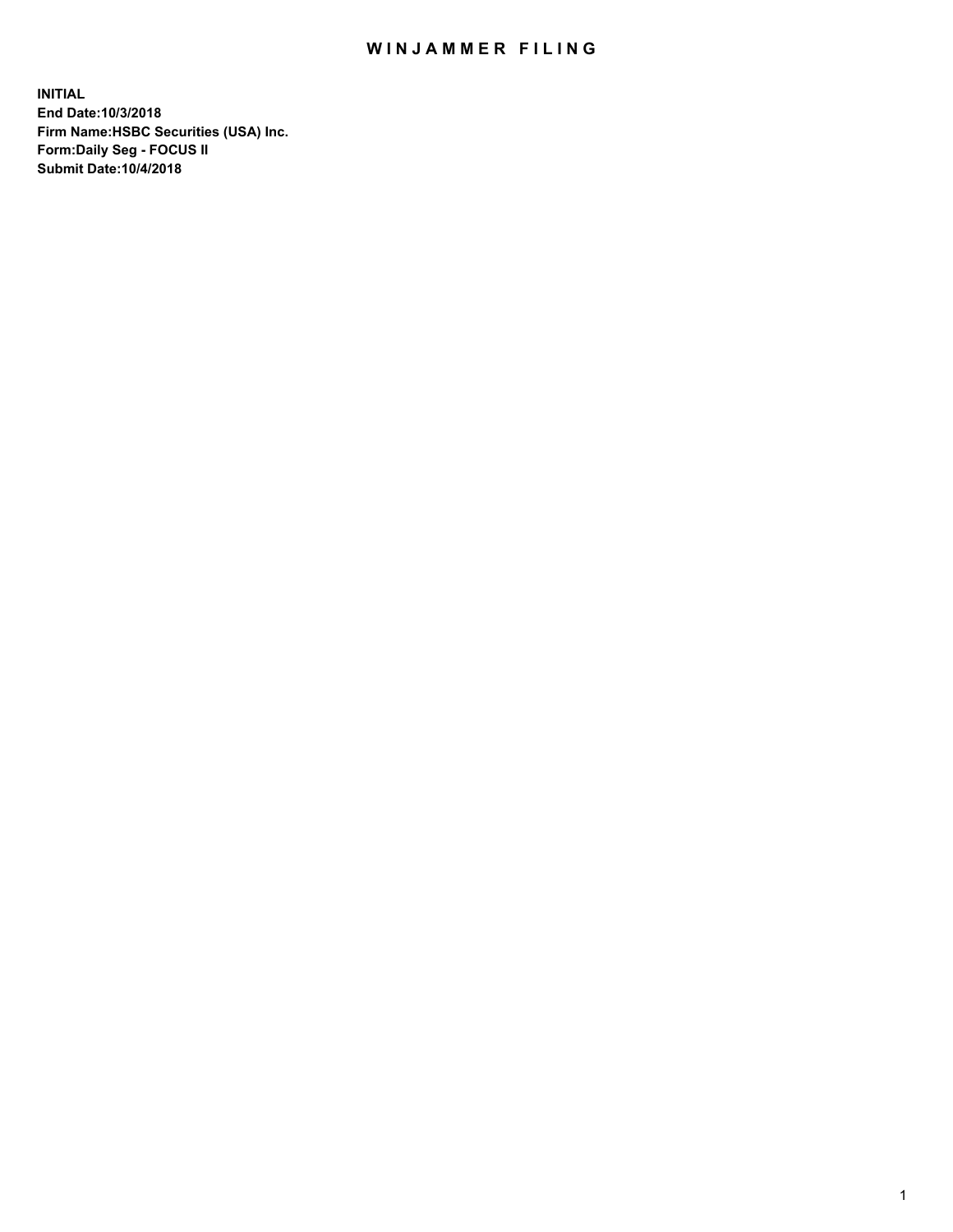# WINJAMMER FILING

**INITIAL**
**End Date:10/3/2018**
**Firm Name:HSBC Securities (USA) Inc.**
**Form:Daily Seg - FOCUS II**
**Submit Date:10/4/2018**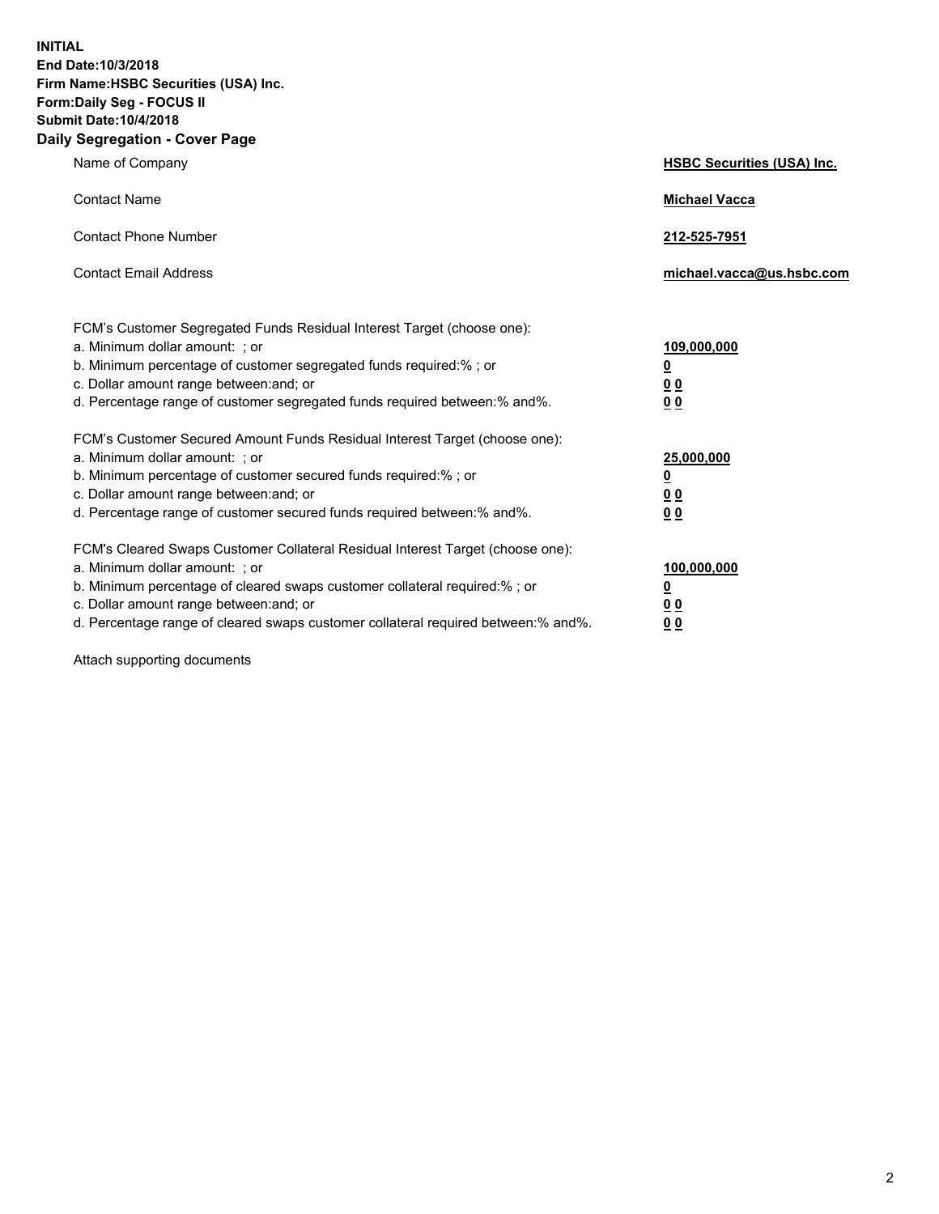**INITIAL**
**End Date:10/3/2018**
**Firm Name:HSBC Securities (USA) Inc.**
**Form:Daily Seg - FOCUS II**
**Submit Date:10/4/2018**

## Daily Segregation - Cover Page

| | |
|---|---|
| Name of Company | **HSBC Securities (USA) Inc.** |
| Contact Name | **Michael Vacca** |
| Contact Phone Number | **212-525-7951** |
| Contact Email Address | **michael.vacca@us.hsbc.com** |

| | |
|---|---|
| FCM's Customer Segregated Funds Residual Interest Target (choose one): | |
| a. Minimum dollar amount: ; or | **109,000,000** |
| b. Minimum percentage of customer segregated funds required:% ; or | **0** |
| c. Dollar amount range between:and; or | **0 0** |
| d. Percentage range of customer segregated funds required between:% and%. | **0 0** |
| FCM's Customer Secured Amount Funds Residual Interest Target (choose one): | |
| a. Minimum dollar amount: ; or | **25,000,000** |
| b. Minimum percentage of customer secured funds required:% ; or | **0** |
| c. Dollar amount range between:and; or | **0 0** |
| d. Percentage range of customer secured funds required between:% and%. | **0 0** |
| FCM's Cleared Swaps Customer Collateral Residual Interest Target (choose one): | |
| a. Minimum dollar amount: ; or | **100,000,000** |
| b. Minimum percentage of cleared swaps customer collateral required:% ; or | **0** |
| c. Dollar amount range between:and; or | **0 0** |
| d. Percentage range of cleared swaps customer collateral required between:% and%. | **0 0** |

Attach supporting documents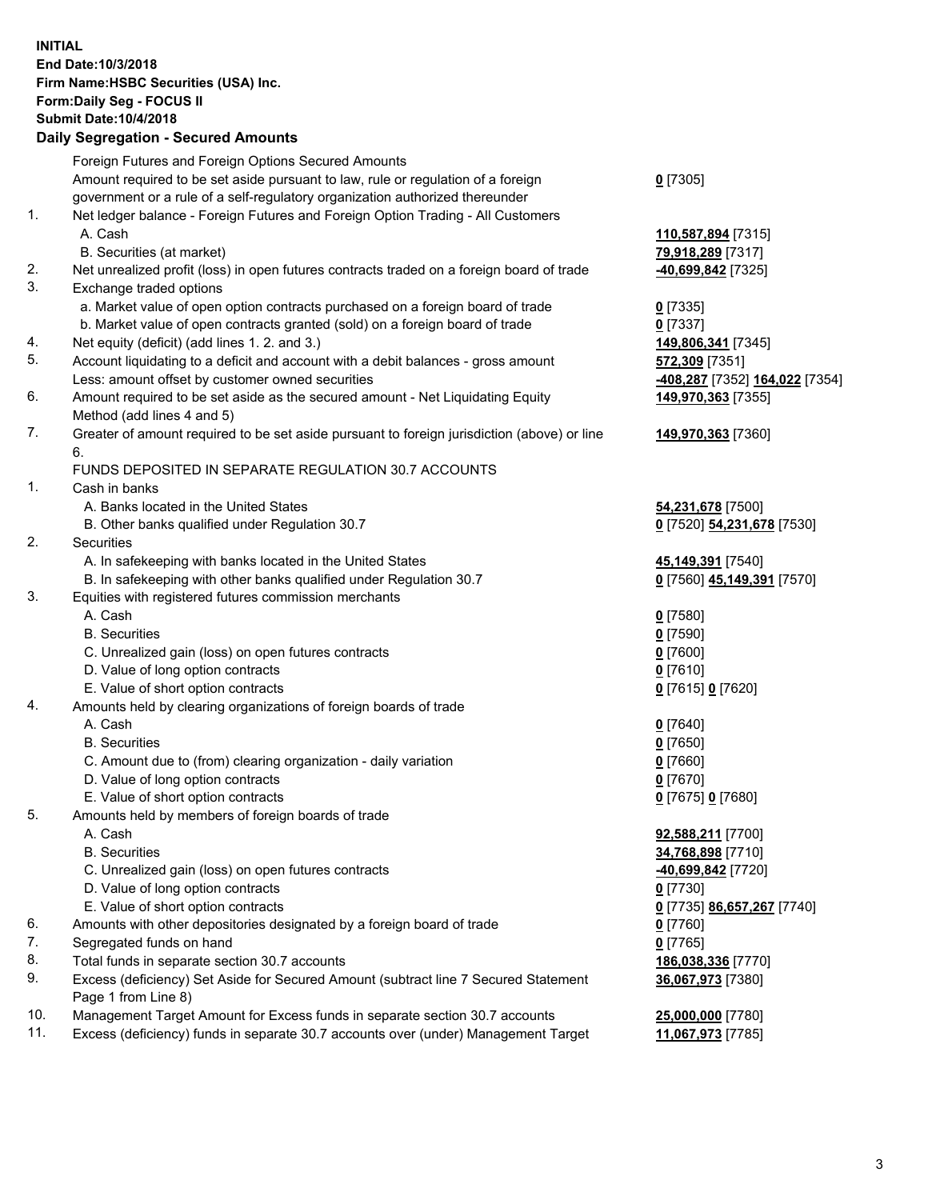**INITIAL**
**End Date:10/3/2018**
**Firm Name:HSBC Securities (USA) Inc.**
**Form:Daily Seg - FOCUS II**
**Submit Date:10/4/2018**

**Daily Segregation - Secured Amounts**

| | | |
|---|---|---|
| | Foreign Futures and Foreign Options Secured Amounts | |
| | Amount required to be set aside pursuant to law, rule or regulation of a foreign government or a rule of a self-regulatory organization authorized thereunder | **0** [7305] |
| 1. | Net ledger balance - Foreign Futures and Foreign Option Trading - All Customers | |
| | A. Cash | **110,587,894** [7315] |
| | B. Securities (at market) | **79,918,289** [7317] |
| 2. | Net unrealized profit (loss) in open futures contracts traded on a foreign board of trade | **-40,699,842** [7325] |
| 3. | Exchange traded options | |
| | a. Market value of open option contracts purchased on a foreign board of trade | **0** [7335] |
| | b. Market value of open contracts granted (sold) on a foreign board of trade | **0** [7337] |
| 4. | Net equity (deficit) (add lines 1. 2. and 3.) | **149,806,341** [7345] |
| 5. | Account liquidating to a deficit and account with a debit balances - gross amount | **572,309** [7351] |
| | Less: amount offset by customer owned securities | **-408,287** [7352] **164,022** [7354] |
| 6. | Amount required to be set aside as the secured amount - Net Liquidating Equity Method (add lines 4 and 5) | **149,970,363** [7355] |
| 7. | Greater of amount required to be set aside pursuant to foreign jurisdiction (above) or line 6. | **149,970,363** [7360] |
| | FUNDS DEPOSITED IN SEPARATE REGULATION 30.7 ACCOUNTS | |
| 1. | Cash in banks | |
| | A. Banks located in the United States | **54,231,678** [7500] |
| | B. Other banks qualified under Regulation 30.7 | **0** [7520] **54,231,678** [7530] |
| 2. | Securities | |
| | A. In safekeeping with banks located in the United States | **45,149,391** [7540] |
| | B. In safekeeping with other banks qualified under Regulation 30.7 | **0** [7560] **45,149,391** [7570] |
| 3. | Equities with registered futures commission merchants | |
| | A. Cash | **0** [7580] |
| | B. Securities | **0** [7590] |
| | C. Unrealized gain (loss) on open futures contracts | **0** [7600] |
| | D. Value of long option contracts | **0** [7610] |
| | E. Value of short option contracts | **0** [7615] **0** [7620] |
| 4. | Amounts held by clearing organizations of foreign boards of trade | |
| | A. Cash | **0** [7640] |
| | B. Securities | **0** [7650] |
| | C. Amount due to (from) clearing organization - daily variation | **0** [7660] |
| | D. Value of long option contracts | **0** [7670] |
| | E. Value of short option contracts | **0** [7675] **0** [7680] |
| 5. | Amounts held by members of foreign boards of trade | |
| | A. Cash | **92,588,211** [7700] |
| | B. Securities | **34,768,898** [7710] |
| | C. Unrealized gain (loss) on open futures contracts | **-40,699,842** [7720] |
| | D. Value of long option contracts | **0** [7730] |
| | E. Value of short option contracts | **0** [7735] **86,657,267** [7740] |
| 6. | Amounts with other depositories designated by a foreign board of trade | **0** [7760] |
| 7. | Segregated funds on hand | **0** [7765] |
| 8. | Total funds in separate section 30.7 accounts | **186,038,336** [7770] |
| 9. | Excess (deficiency) Set Aside for Secured Amount (subtract line 7 Secured Statement Page 1 from Line 8) | **36,067,973** [7380] |
| 10. | Management Target Amount for Excess funds in separate section 30.7 accounts | **25,000,000** [7780] |
| 11. | Excess (deficiency) funds in separate 30.7 accounts over (under) Management Target | **11,067,973** [7785] |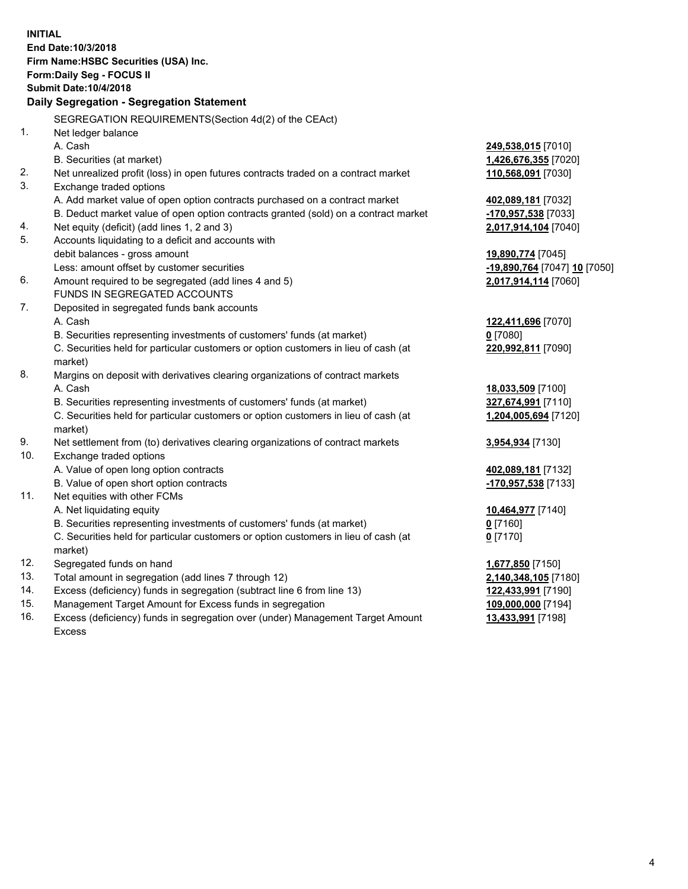**INITIAL**
**End Date:10/3/2018**
**Firm Name:HSBC Securities (USA) Inc.**
**Form:Daily Seg - FOCUS II**
**Submit Date:10/4/2018**

## Daily Segregation - Segregation Statement

| | | |
|---|---|---|
| | SEGREGATION REQUIREMENTS(Section 4d(2) of the CEAct) | |
| 1. | Net ledger balance | |
| | A. Cash | **249,538,015** [7010] |
| | B. Securities (at market) | **1,426,676,355** [7020] |
| 2. | Net unrealized profit (loss) in open futures contracts traded on a contract market | **110,568,091** [7030] |
| 3. | Exchange traded options | |
| | A. Add market value of open option contracts purchased on a contract market | **402,089,181** [7032] |
| | B. Deduct market value of open option contracts granted (sold) on a contract market | **-170,957,538** [7033] |
| 4. | Net equity (deficit) (add lines 1, 2 and 3) | **2,017,914,104** [7040] |
| 5. | Accounts liquidating to a deficit and accounts with | |
| | debit balances - gross amount | **19,890,774** [7045] |
| | Less: amount offset by customer securities | **-19,890,764** [7047] **10** [7050] |
| 6. | Amount required to be segregated (add lines 4 and 5) | **2,017,914,114** [7060] |
| | FUNDS IN SEGREGATED ACCOUNTS | |
| 7. | Deposited in segregated funds bank accounts | |
| | A. Cash | **122,411,696** [7070] |
| | B. Securities representing investments of customers' funds (at market) | **0** [7080] |
| | C. Securities held for particular customers or option customers in lieu of cash (at market) | **220,992,811** [7090] |
| 8. | Margins on deposit with derivatives clearing organizations of contract markets | |
| | A. Cash | **18,033,509** [7100] |
| | B. Securities representing investments of customers' funds (at market) | **327,674,991** [7110] |
| | C. Securities held for particular customers or option customers in lieu of cash (at market) | **1,204,005,694** [7120] |
| 9. | Net settlement from (to) derivatives clearing organizations of contract markets | **3,954,934** [7130] |
| 10. | Exchange traded options | |
| | A. Value of open long option contracts | **402,089,181** [7132] |
| | B. Value of open short option contracts | **-170,957,538** [7133] |
| 11. | Net equities with other FCMs | |
| | A. Net liquidating equity | **10,464,977** [7140] |
| | B. Securities representing investments of customers' funds (at market) | **0** [7160] |
| | C. Securities held for particular customers or option customers in lieu of cash (at market) | **0** [7170] |
| 12. | Segregated funds on hand | **1,677,850** [7150] |
| 13. | Total amount in segregation (add lines 7 through 12) | **2,140,348,105** [7180] |
| 14. | Excess (deficiency) funds in segregation (subtract line 6 from line 13) | **122,433,991** [7190] |
| 15. | Management Target Amount for Excess funds in segregation | **109,000,000** [7194] |
| 16. | Excess (deficiency) funds in segregation over (under) Management Target Amount Excess | **13,433,991** [7198] |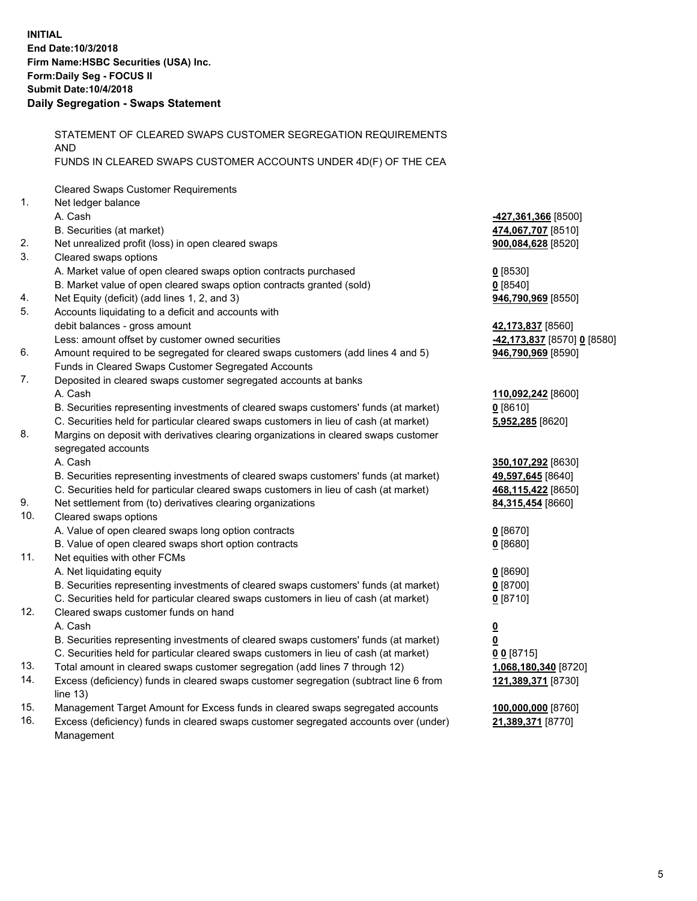**INITIAL**
**End Date:10/3/2018**
**Firm Name:HSBC Securities (USA) Inc.**
**Form:Daily Seg - FOCUS II**
**Submit Date:10/4/2018**
**Daily Segregation - Swaps Statement**

STATEMENT OF CLEARED SWAPS CUSTOMER SEGREGATION REQUIREMENTS AND FUNDS IN CLEARED SWAPS CUSTOMER ACCOUNTS UNDER 4D(F) OF THE CEA

| | | |
|---|---|---|
| | Cleared Swaps Customer Requirements | |
| 1. | Net ledger balance | |
| | A. Cash | **-427,361,366** [8500] |
| | B. Securities (at market) | **474,067,707** [8510] |
| 2. | Net unrealized profit (loss) in open cleared swaps | **900,084,628** [8520] |
| 3. | Cleared swaps options | |
| | A. Market value of open cleared swaps option contracts purchased | **0** [8530] |
| | B. Market value of open cleared swaps option contracts granted (sold) | **0** [8540] |
| 4. | Net Equity (deficit) (add lines 1, 2, and 3) | **946,790,969** [8550] |
| 5. | Accounts liquidating to a deficit and accounts with debit balances - gross amount | **42,173,837** [8560] |
| | Less: amount offset by customer owned securities | **-42,173,837** [8570] **0** [8580] |
| 6. | Amount required to be segregated for cleared swaps customers (add lines 4 and 5) | **946,790,969** [8590] |
| | Funds in Cleared Swaps Customer Segregated Accounts | |
| 7. | Deposited in cleared swaps customer segregated accounts at banks | |
| | A. Cash | **110,092,242** [8600] |
| | B. Securities representing investments of cleared swaps customers' funds (at market) | **0** [8610] |
| | C. Securities held for particular cleared swaps customers in lieu of cash (at market) | **5,952,285** [8620] |
| 8. | Margins on deposit with derivatives clearing organizations in cleared swaps customer segregated accounts | |
| | A. Cash | **350,107,292** [8630] |
| | B. Securities representing investments of cleared swaps customers' funds (at market) | **49,597,645** [8640] |
| | C. Securities held for particular cleared swaps customers in lieu of cash (at market) | **468,115,422** [8650] |
| 9. | Net settlement from (to) derivatives clearing organizations | **84,315,454** [8660] |
| 10. | Cleared swaps options | |
| | A. Value of open cleared swaps long option contracts | **0** [8670] |
| | B. Value of open cleared swaps short option contracts | **0** [8680] |
| 11. | Net equities with other FCMs | |
| | A. Net liquidating equity | **0** [8690] |
| | B. Securities representing investments of cleared swaps customers' funds (at market) | **0** [8700] |
| | C. Securities held for particular cleared swaps customers in lieu of cash (at market) | **0** [8710] |
| 12. | Cleared swaps customer funds on hand | |
| | A. Cash | **0** |
| | B. Securities representing investments of cleared swaps customers' funds (at market) | **0** |
| | C. Securities held for particular cleared swaps customers in lieu of cash (at market) | **0** **0** [8715] |
| 13. | Total amount in cleared swaps customer segregation (add lines 7 through 12) | **1,068,180,340** [8720] |
| 14. | Excess (deficiency) funds in cleared swaps customer segregation (subtract line 6 from line 13) | **121,389,371** [8730] |
| 15. | Management Target Amount for Excess funds in cleared swaps segregated accounts | **100,000,000** [8760] |
| 16. | Excess (deficiency) funds in cleared swaps customer segregated accounts over (under) Management | **21,389,371** [8770] |